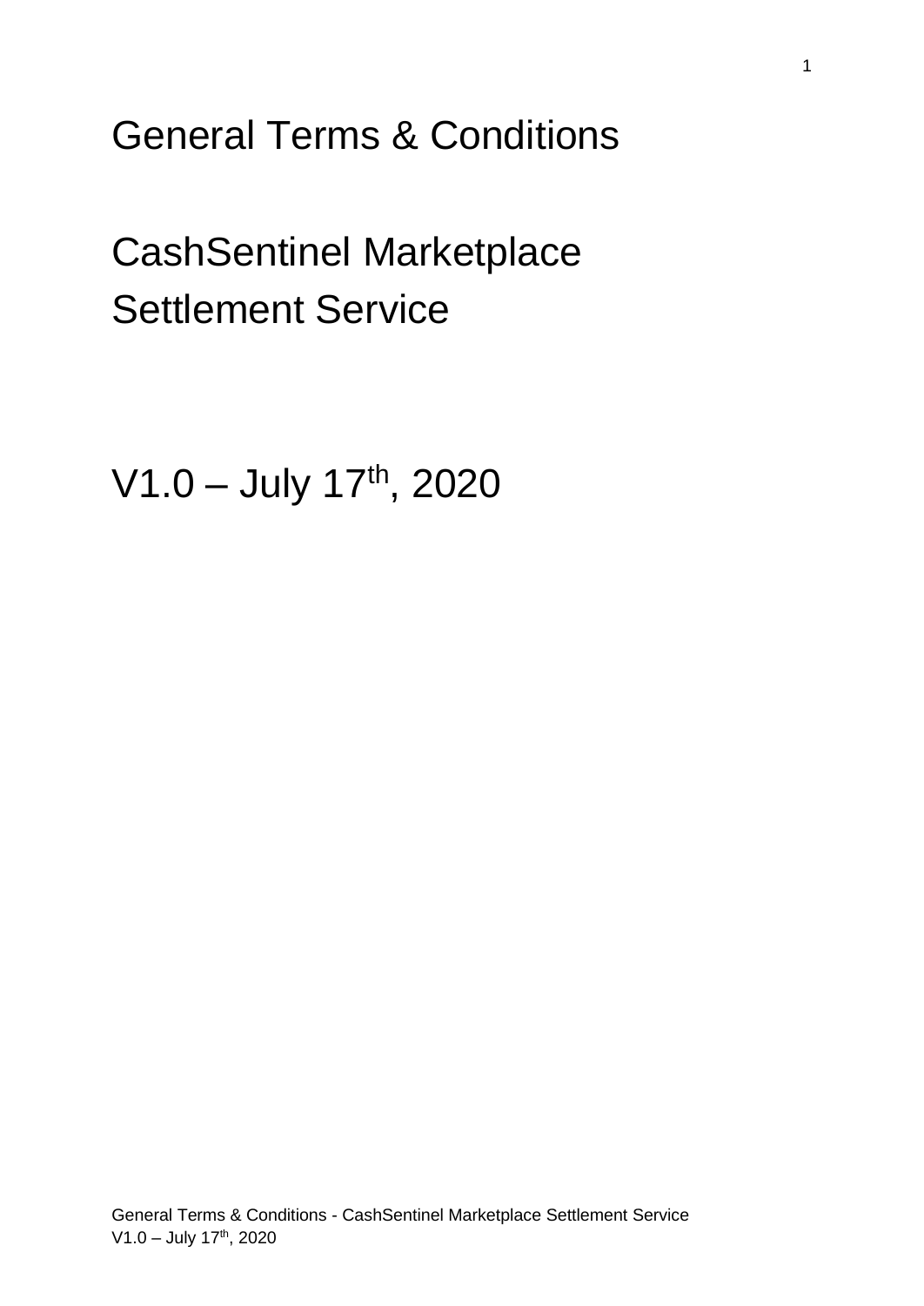# General Terms & Conditions

# CashSentinel Marketplace Settlement Service

V1.0 – July 17th, 2020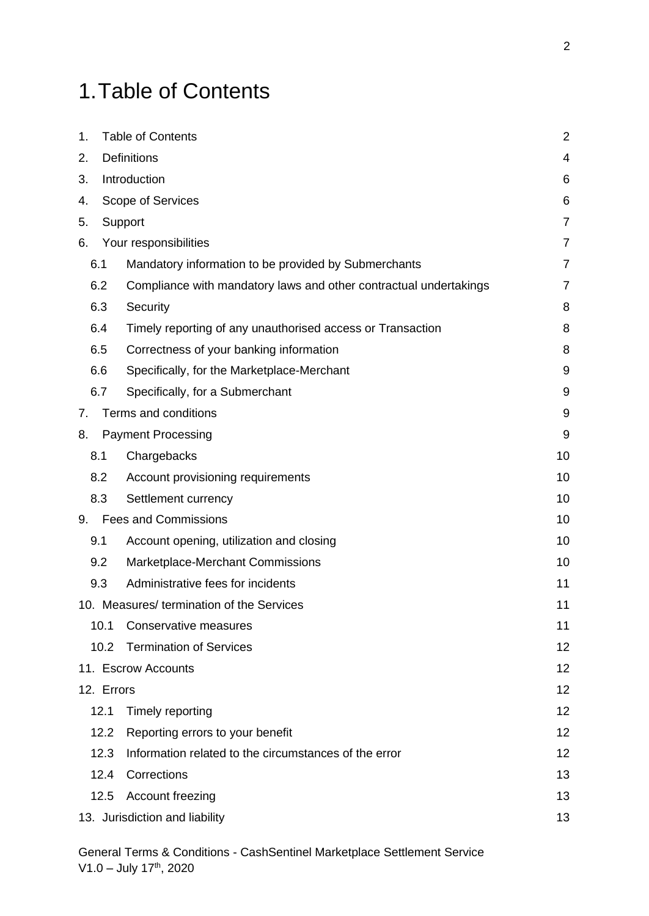# 1. Table of Contents

| | | |
|---|---|---|
| 1. | Table of Contents | 2 |
| 2. | Definitions | 4 |
| 3. | Introduction | 6 |
| 4. | Scope of Services | 6 |
| 5. | Support | 7 |
| 6. | Your responsibilities | 7 |
| 6.1 | Mandatory information to be provided by Submerchants | 7 |
| 6.2 | Compliance with mandatory laws and other contractual undertakings | 7 |
| 6.3 | Security | 8 |
| 6.4 | Timely reporting of any unauthorised access or Transaction | 8 |
| 6.5 | Correctness of your banking information | 8 |
| 6.6 | Specifically, for the Marketplace-Merchant | 9 |
| 6.7 | Specifically, for a Submerchant | 9 |
| 7. | Terms and conditions | 9 |
| 8. | Payment Processing | 9 |
| 8.1 | Chargebacks | 10 |
| 8.2 | Account provisioning requirements | 10 |
| 8.3 | Settlement currency | 10 |
| 9. | Fees and Commissions | 10 |
| 9.1 | Account opening, utilization and closing | 10 |
| 9.2 | Marketplace-Merchant Commissions | 10 |
| 9.3 | Administrative fees for incidents | 11 |
| 10. | Measures/ termination of the Services | 11 |
| 10.1 | Conservative measures | 11 |
| 10.2 | Termination of Services | 12 |
| 11. | Escrow Accounts | 12 |
| 12. | Errors | 12 |
| 12.1 | Timely reporting | 12 |
| 12.2 | Reporting errors to your benefit | 12 |
| 12.3 | Information related to the circumstances of the error | 12 |
| 12.4 | Corrections | 13 |
| 12.5 | Account freezing | 13 |
| 13. | Jurisdiction and liability | 13 |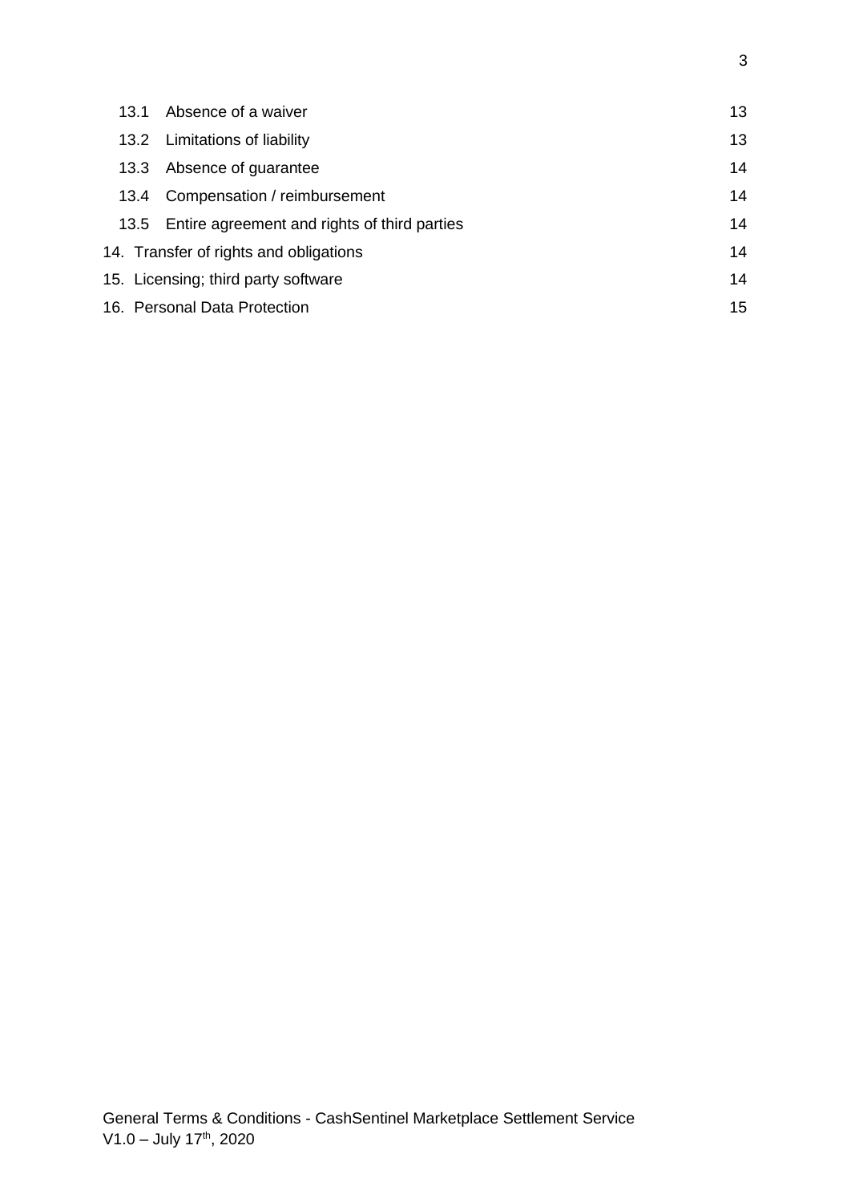| | | |
|---|---|---|
| 13.1 | Absence of a waiver | 13 |
| 13.2 | Limitations of liability | 13 |
| 13.3 | Absence of guarantee | 14 |
| 13.4 | Compensation / reimbursement | 14 |
| 13.5 | Entire agreement and rights of third parties | 14 |
| 14. | Transfer of rights and obligations | 14 |
| 15. | Licensing; third party software | 14 |
| 16. | Personal Data Protection | 15 |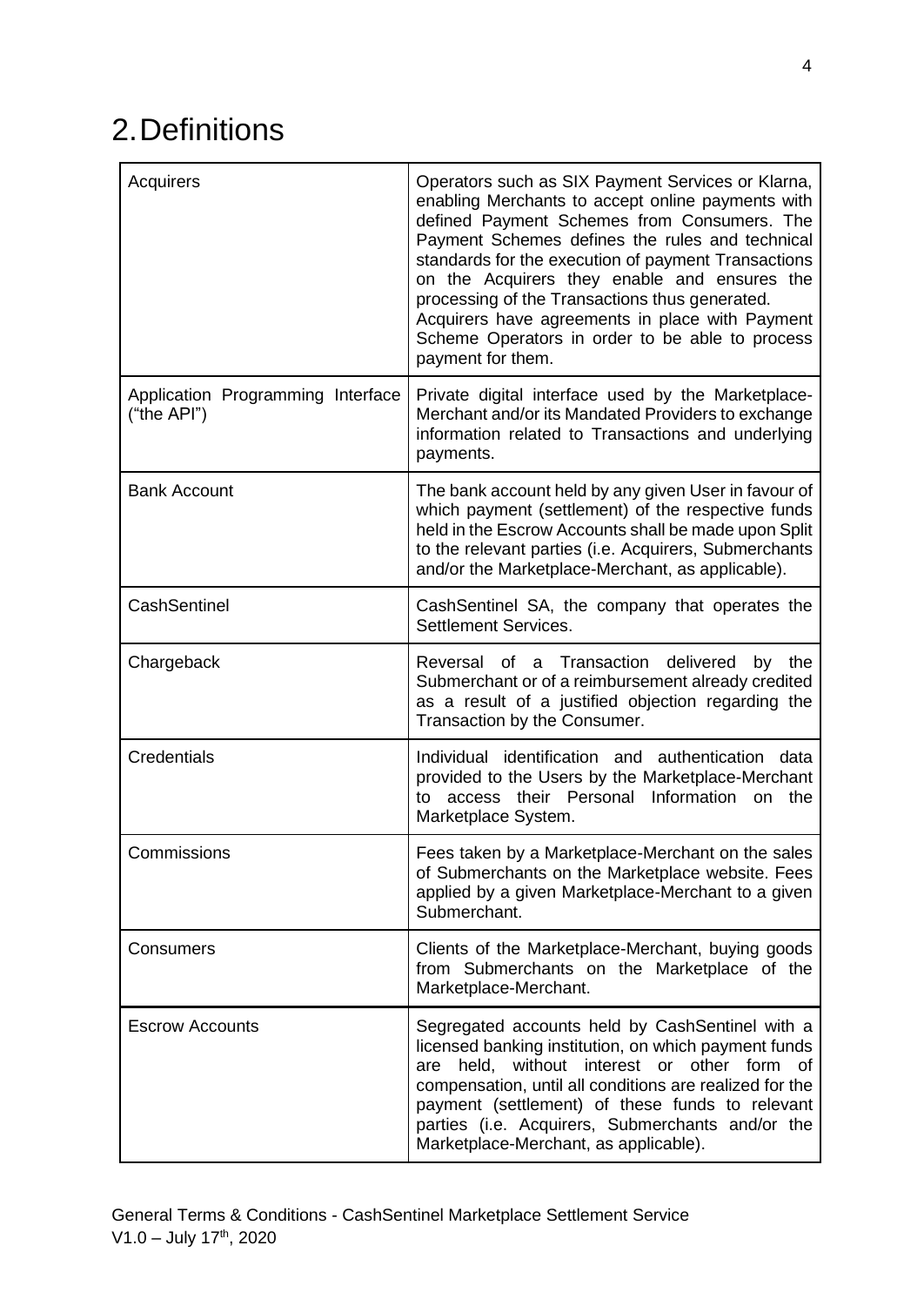# 2. Definitions

| | |
|---|---|
| Acquirers | Operators such as SIX Payment Services or Klarna, enabling Merchants to accept online payments with defined Payment Schemes from Consumers. The Payment Schemes defines the rules and technical standards for the execution of payment Transactions on the Acquirers they enable and ensures the processing of the Transactions thus generated. Acquirers have agreements in place with Payment Scheme Operators in order to be able to process payment for them. |
| Application Programming Interface ("the API") | Private digital interface used by the Marketplace-Merchant and/or its Mandated Providers to exchange information related to Transactions and underlying payments. |
| Bank Account | The bank account held by any given User in favour of which payment (settlement) of the respective funds held in the Escrow Accounts shall be made upon Split to the relevant parties (i.e. Acquirers, Submerchants and/or the Marketplace-Merchant, as applicable). |
| CashSentinel | CashSentinel SA, the company that operates the Settlement Services. |
| Chargeback | Reversal of a Transaction delivered by the Submerchant or of a reimbursement already credited as a result of a justified objection regarding the Transaction by the Consumer. |
| Credentials | Individual identification and authentication data provided to the Users by the Marketplace-Merchant to access their Personal Information on the Marketplace System. |
| Commissions | Fees taken by a Marketplace-Merchant on the sales of Submerchants on the Marketplace website. Fees applied by a given Marketplace-Merchant to a given Submerchant. |
| Consumers | Clients of the Marketplace-Merchant, buying goods from Submerchants on the Marketplace of the Marketplace-Merchant. |
| Escrow Accounts | Segregated accounts held by CashSentinel with a licensed banking institution, on which payment funds are held, without interest or other form of compensation, until all conditions are realized for the payment (settlement) of these funds to relevant parties (i.e. Acquirers, Submerchants and/or the Marketplace-Merchant, as applicable). |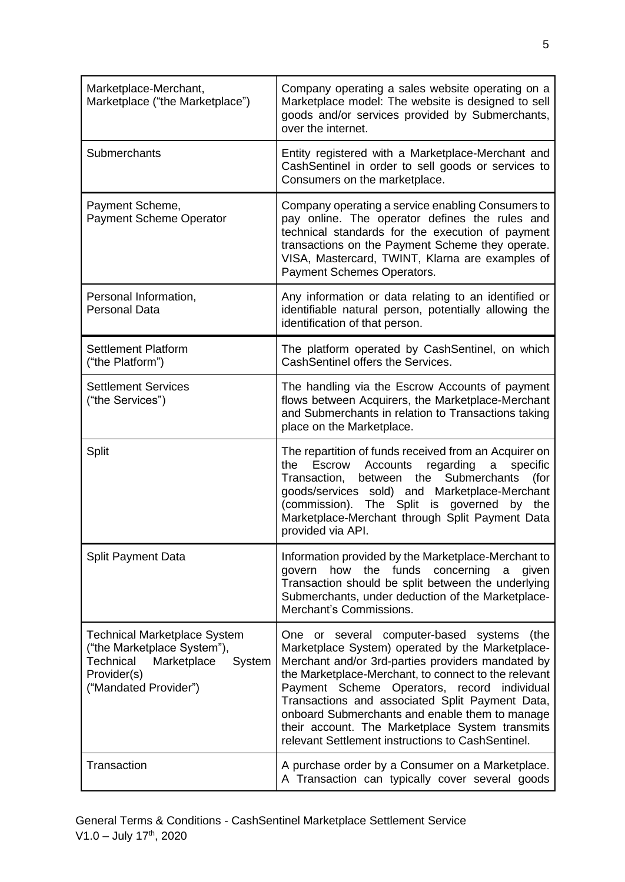| | |
|---|---|
| Marketplace-Merchant, Marketplace ("the Marketplace") | Company operating a sales website operating on a Marketplace model: The website is designed to sell goods and/or services provided by Submerchants, over the internet. |
| Submerchants | Entity registered with a Marketplace-Merchant and CashSentinel in order to sell goods or services to Consumers on the marketplace. |
| Payment Scheme, Payment Scheme Operator | Company operating a service enabling Consumers to pay online. The operator defines the rules and technical standards for the execution of payment transactions on the Payment Scheme they operate. VISA, Mastercard, TWINT, Klarna are examples of Payment Schemes Operators. |
| Personal Information, Personal Data | Any information or data relating to an identified or identifiable natural person, potentially allowing the identification of that person. |
| Settlement Platform ("the Platform") | The platform operated by CashSentinel, on which CashSentinel offers the Services. |
| Settlement Services ("the Services") | The handling via the Escrow Accounts of payment flows between Acquirers, the Marketplace-Merchant and Submerchants in relation to Transactions taking place on the Marketplace. |
| Split | The repartition of funds received from an Acquirer on the Escrow Accounts regarding a specific Transaction, between the Submerchants (for goods/services sold) and Marketplace-Merchant (commission). The Split is governed by the Marketplace-Merchant through Split Payment Data provided via API. |
| Split Payment Data | Information provided by the Marketplace-Merchant to govern how the funds concerning a given Transaction should be split between the underlying Submerchants, under deduction of the Marketplace-Merchant's Commissions. |
| Technical Marketplace System ("the Marketplace System"), Technical Marketplace System Provider(s) ("Mandated Provider") | One or several computer-based systems (the Marketplace System) operated by the Marketplace-Merchant and/or 3rd-parties providers mandated by the Marketplace-Merchant, to connect to the relevant Payment Scheme Operators, record individual Transactions and associated Split Payment Data, onboard Submerchants and enable them to manage their account. The Marketplace System transmits relevant Settlement instructions to CashSentinel. |
| Transaction | A purchase order by a Consumer on a Marketplace. A Transaction can typically cover several goods |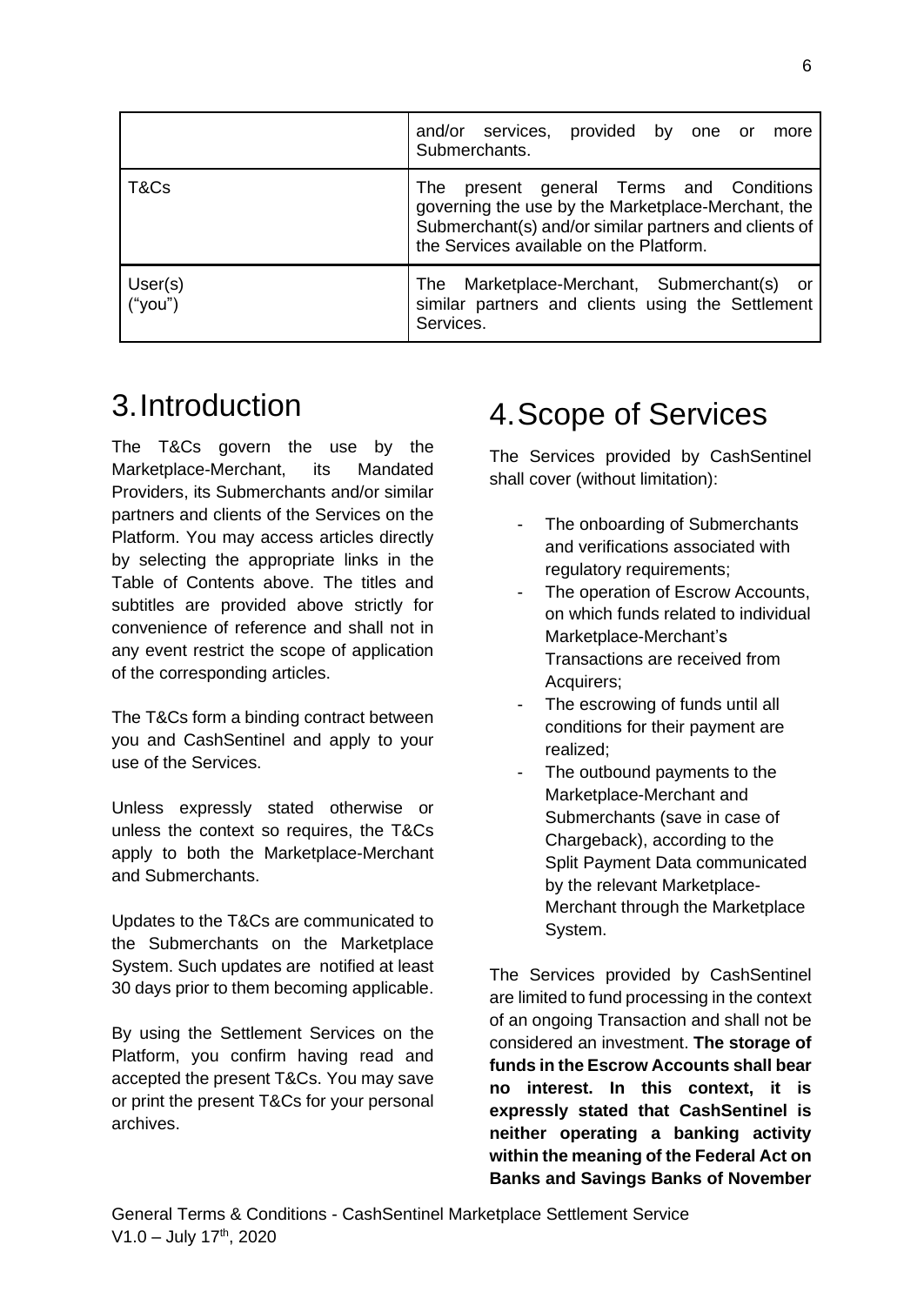| | |
|---|---|
| | and/or services, provided by one or more Submerchants. |
| T&Cs | The present general Terms and Conditions governing the use by the Marketplace-Merchant, the Submerchant(s) and/or similar partners and clients of the Services available on the Platform. |
| User(s) ("you") | The Marketplace-Merchant, Submerchant(s) or similar partners and clients using the Settlement Services. |

# 3. Introduction

The T&Cs govern the use by the Marketplace-Merchant, its Mandated Providers, its Submerchants and/or similar partners and clients of the Services on the Platform. You may access articles directly by selecting the appropriate links in the Table of Contents above. The titles and subtitles are provided above strictly for convenience of reference and shall not in any event restrict the scope of application of the corresponding articles.

The T&Cs form a binding contract between you and CashSentinel and apply to your use of the Services.

Unless expressly stated otherwise or unless the context so requires, the T&Cs apply to both the Marketplace-Merchant and Submerchants.

Updates to the T&Cs are communicated to the Submerchants on the Marketplace System. Such updates are notified at least 30 days prior to them becoming applicable.

By using the Settlement Services on the Platform, you confirm having read and accepted the present T&Cs. You may save or print the present T&Cs for your personal archives.

# 4. Scope of Services

The Services provided by CashSentinel shall cover (without limitation):

- The onboarding of Submerchants and verifications associated with regulatory requirements;
- The operation of Escrow Accounts, on which funds related to individual Marketplace-Merchant's Transactions are received from Acquirers;
- The escrowing of funds until all conditions for their payment are realized;
- The outbound payments to the Marketplace-Merchant and Submerchants (save in case of Chargeback), according to the Split Payment Data communicated by the relevant Marketplace-Merchant through the Marketplace System.

The Services provided by CashSentinel are limited to fund processing in the context of an ongoing Transaction and shall not be considered an investment. **The storage of funds in the Escrow Accounts shall bear no interest. In this context, it is expressly stated that CashSentinel is neither operating a banking activity within the meaning of the Federal Act on Banks and Savings Banks of November**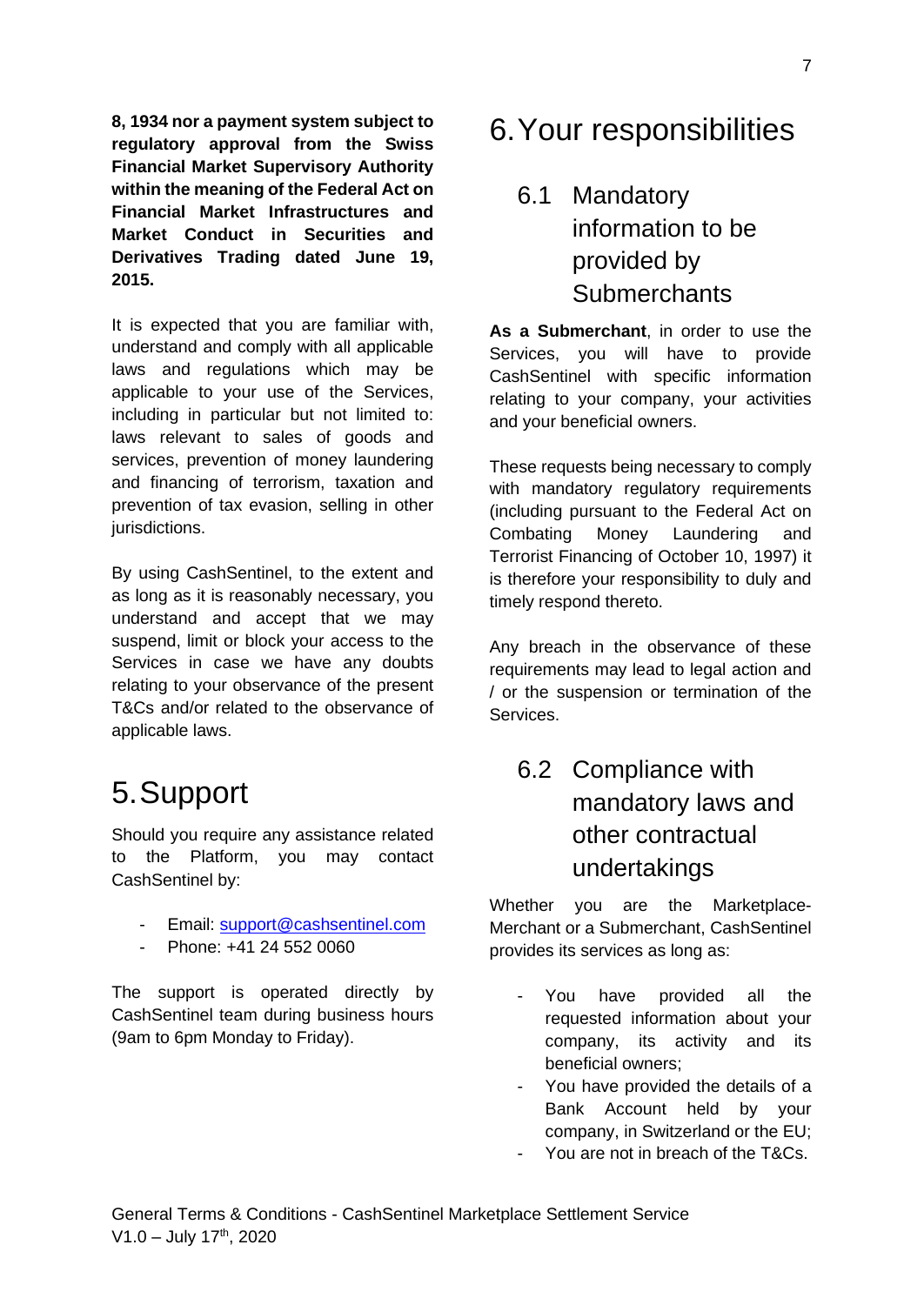**8, 1934 nor a payment system subject to regulatory approval from the Swiss Financial Market Supervisory Authority within the meaning of the Federal Act on Financial Market Infrastructures and Market Conduct in Securities and Derivatives Trading dated June 19, 2015.**

It is expected that you are familiar with, understand and comply with all applicable laws and regulations which may be applicable to your use of the Services, including in particular but not limited to: laws relevant to sales of goods and services, prevention of money laundering and financing of terrorism, taxation and prevention of tax evasion, selling in other jurisdictions.

By using CashSentinel, to the extent and as long as it is reasonably necessary, you understand and accept that we may suspend, limit or block your access to the Services in case we have any doubts relating to your observance of the present T&Cs and/or related to the observance of applicable laws.

# 5. Support

Should you require any assistance related to the Platform, you may contact CashSentinel by:

- Email: support@cashsentinel.com
- Phone: +41 24 552 0060

The support is operated directly by CashSentinel team during business hours (9am to 6pm Monday to Friday).

# 6. Your responsibilities

## 6.1 Mandatory information to be provided by Submerchants

**As a Submerchant**, in order to use the Services, you will have to provide CashSentinel with specific information relating to your company, your activities and your beneficial owners.

These requests being necessary to comply with mandatory regulatory requirements (including pursuant to the Federal Act on Combating Money Laundering and Terrorist Financing of October 10, 1997) it is therefore your responsibility to duly and timely respond thereto.

Any breach in the observance of these requirements may lead to legal action and / or the suspension or termination of the Services.

## 6.2 Compliance with mandatory laws and other contractual undertakings

Whether you are the Marketplace-Merchant or a Submerchant, CashSentinel provides its services as long as:

- You have provided all the requested information about your company, its activity and its beneficial owners;
- You have provided the details of a Bank Account held by your company, in Switzerland or the EU;
- You are not in breach of the T&Cs.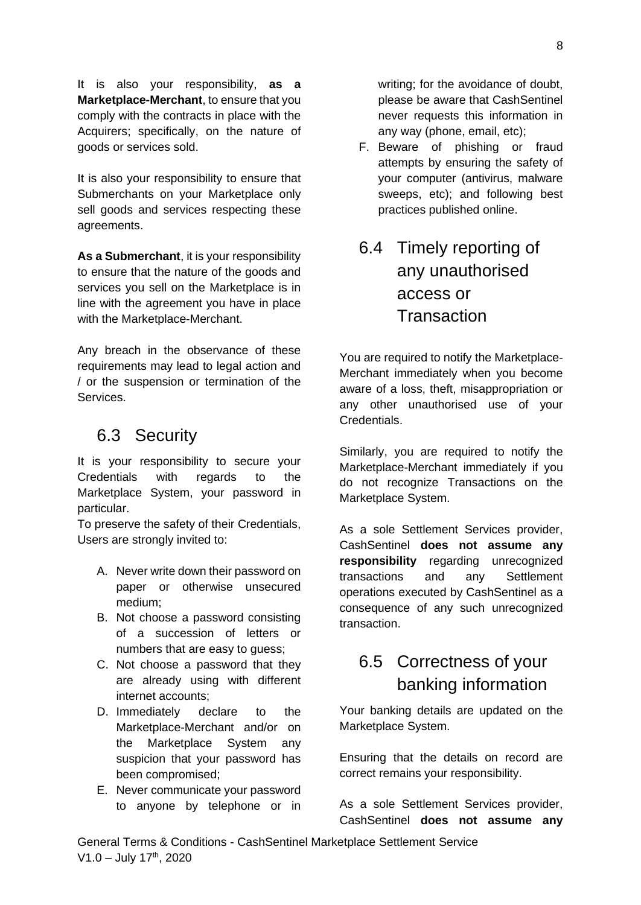It is also your responsibility, **as a Marketplace-Merchant**, to ensure that you comply with the contracts in place with the Acquirers; specifically, on the nature of goods or services sold.

It is also your responsibility to ensure that Submerchants on your Marketplace only sell goods and services respecting these agreements.

**As a Submerchant**, it is your responsibility to ensure that the nature of the goods and services you sell on the Marketplace is in line with the agreement you have in place with the Marketplace-Merchant.

Any breach in the observance of these requirements may lead to legal action and / or the suspension or termination of the Services.

## 6.3 Security

It is your responsibility to secure your Credentials with regards to the Marketplace System, your password in particular.

To preserve the safety of their Credentials, Users are strongly invited to:

A. Never write down their password on paper or otherwise unsecured medium;
B. Not choose a password consisting of a succession of letters or numbers that are easy to guess;
C. Not choose a password that they are already using with different internet accounts;
D. Immediately declare to the Marketplace-Merchant and/or on the Marketplace System any suspicion that your password has been compromised;
E. Never communicate your password to anyone by telephone or in writing; for the avoidance of doubt, please be aware that CashSentinel never requests this information in any way (phone, email, etc);
F. Beware of phishing or fraud attempts by ensuring the safety of your computer (antivirus, malware sweeps, etc); and following best practices published online.

## 6.4 Timely reporting of any unauthorised access or Transaction

You are required to notify the Marketplace-Merchant immediately when you become aware of a loss, theft, misappropriation or any other unauthorised use of your Credentials.

Similarly, you are required to notify the Marketplace-Merchant immediately if you do not recognize Transactions on the Marketplace System.

As a sole Settlement Services provider, CashSentinel **does not assume any responsibility** regarding unrecognized transactions and any Settlement operations executed by CashSentinel as a consequence of any such unrecognized transaction.

## 6.5 Correctness of your banking information

Your banking details are updated on the Marketplace System.

Ensuring that the details on record are correct remains your responsibility.

As a sole Settlement Services provider, CashSentinel **does not assume any**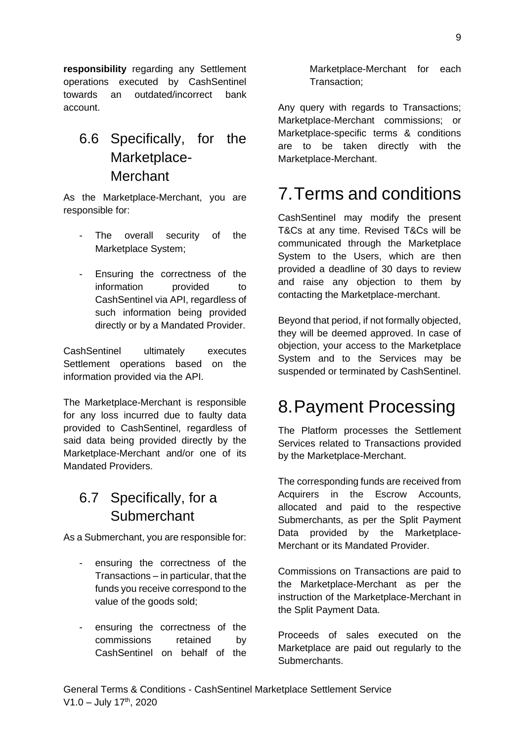**responsibility** regarding any Settlement operations executed by CashSentinel towards an outdated/incorrect bank account.

## 6.6 Specifically, for the Marketplace-Merchant

As the Marketplace-Merchant, you are responsible for:

- The overall security of the Marketplace System;
- Ensuring the correctness of the information provided to CashSentinel via API, regardless of such information being provided directly or by a Mandated Provider.

CashSentinel ultimately executes Settlement operations based on the information provided via the API.

The Marketplace-Merchant is responsible for any loss incurred due to faulty data provided to CashSentinel, regardless of said data being provided directly by the Marketplace-Merchant and/or one of its Mandated Providers.

## 6.7 Specifically, for a Submerchant

As a Submerchant, you are responsible for:

- ensuring the correctness of the Transactions – in particular, that the funds you receive correspond to the value of the goods sold;
- ensuring the correctness of the commissions retained by CashSentinel on behalf of the Marketplace-Merchant for each Transaction;

Any query with regards to Transactions; Marketplace-Merchant commissions; or Marketplace-specific terms & conditions are to be taken directly with the Marketplace-Merchant.

# 7. Terms and conditions

CashSentinel may modify the present T&Cs at any time. Revised T&Cs will be communicated through the Marketplace System to the Users, which are then provided a deadline of 30 days to review and raise any objection to them by contacting the Marketplace-merchant.

Beyond that period, if not formally objected, they will be deemed approved. In case of objection, your access to the Marketplace System and to the Services may be suspended or terminated by CashSentinel.

# 8. Payment Processing

The Platform processes the Settlement Services related to Transactions provided by the Marketplace-Merchant.

The corresponding funds are received from Acquirers in the Escrow Accounts, allocated and paid to the respective Submerchants, as per the Split Payment Data provided by the Marketplace-Merchant or its Mandated Provider.

Commissions on Transactions are paid to the Marketplace-Merchant as per the instruction of the Marketplace-Merchant in the Split Payment Data.

Proceeds of sales executed on the Marketplace are paid out regularly to the Submerchants.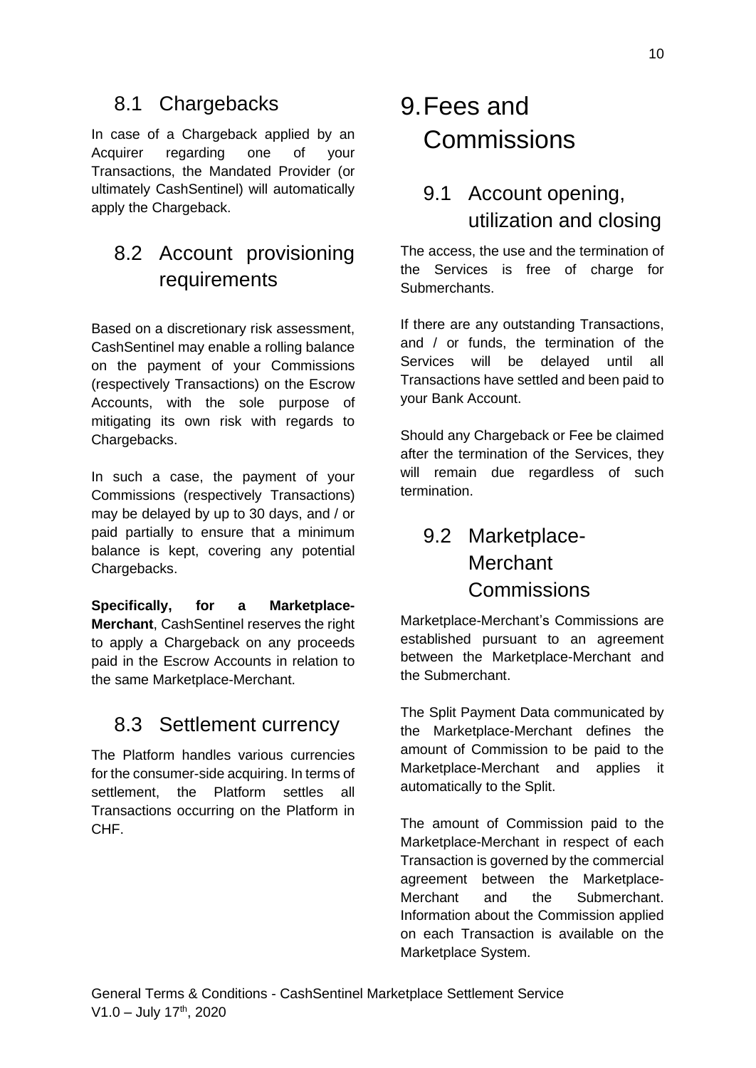## 8.1 Chargebacks

In case of a Chargeback applied by an Acquirer regarding one of your Transactions, the Mandated Provider (or ultimately CashSentinel) will automatically apply the Chargeback.

## 8.2 Account provisioning requirements

Based on a discretionary risk assessment, CashSentinel may enable a rolling balance on the payment of your Commissions (respectively Transactions) on the Escrow Accounts, with the sole purpose of mitigating its own risk with regards to Chargebacks.

In such a case, the payment of your Commissions (respectively Transactions) may be delayed by up to 30 days, and / or paid partially to ensure that a minimum balance is kept, covering any potential Chargebacks.

**Specifically, for a Marketplace-Merchant**, CashSentinel reserves the right to apply a Chargeback on any proceeds paid in the Escrow Accounts in relation to the same Marketplace-Merchant.

## 8.3 Settlement currency

The Platform handles various currencies for the consumer-side acquiring. In terms of settlement, the Platform settles all Transactions occurring on the Platform in CHF.

# 9. Fees and Commissions

## 9.1 Account opening, utilization and closing

The access, the use and the termination of the Services is free of charge for Submerchants.

If there are any outstanding Transactions, and / or funds, the termination of the Services will be delayed until all Transactions have settled and been paid to your Bank Account.

Should any Chargeback or Fee be claimed after the termination of the Services, they will remain due regardless of such termination.

## 9.2 Marketplace-Merchant Commissions

Marketplace-Merchant's Commissions are established pursuant to an agreement between the Marketplace-Merchant and the Submerchant.

The Split Payment Data communicated by the Marketplace-Merchant defines the amount of Commission to be paid to the Marketplace-Merchant and applies it automatically to the Split.

The amount of Commission paid to the Marketplace-Merchant in respect of each Transaction is governed by the commercial agreement between the Marketplace-Merchant and the Submerchant. Information about the Commission applied on each Transaction is available on the Marketplace System.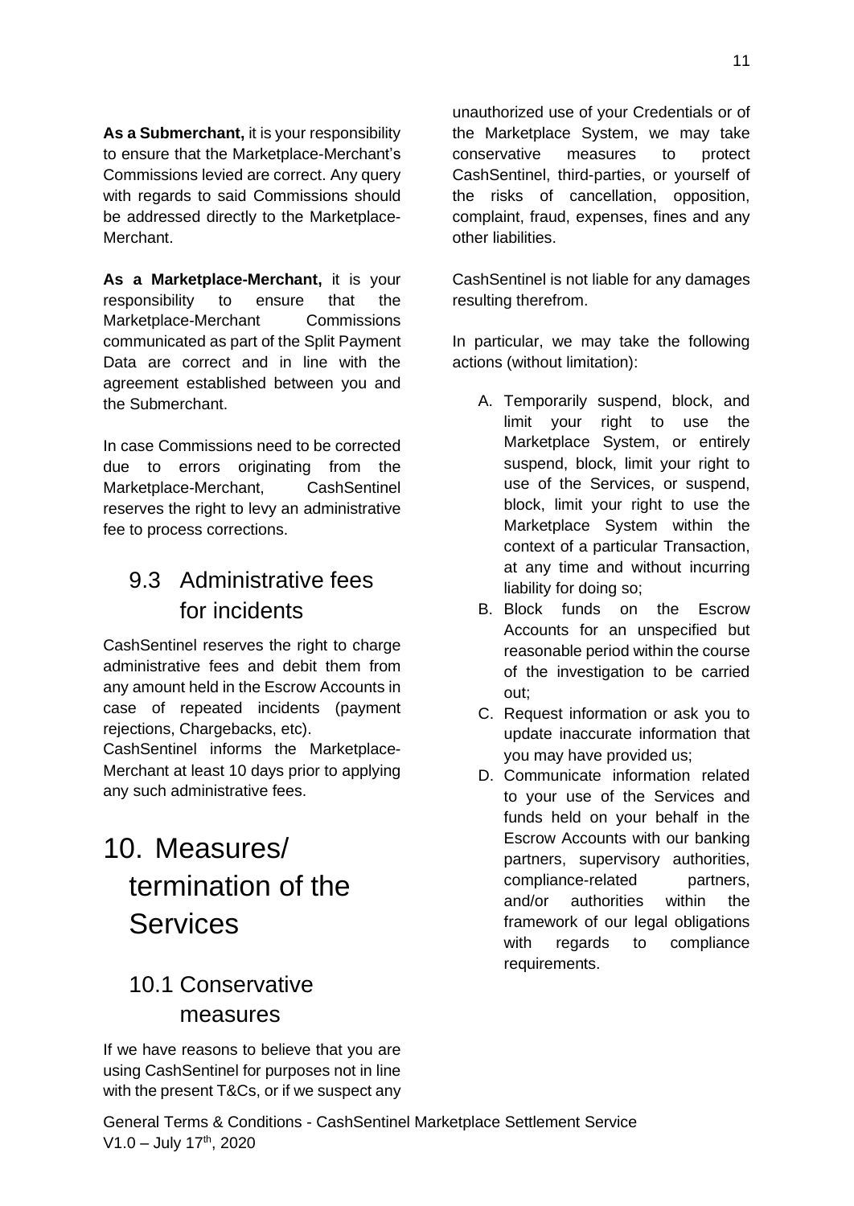**As a Submerchant,** it is your responsibility to ensure that the Marketplace-Merchant's Commissions levied are correct. Any query with regards to said Commissions should be addressed directly to the Marketplace-Merchant.

**As a Marketplace-Merchant,** it is your responsibility to ensure that the Marketplace-Merchant Commissions communicated as part of the Split Payment Data are correct and in line with the agreement established between you and the Submerchant.

In case Commissions need to be corrected due to errors originating from the Marketplace-Merchant, CashSentinel reserves the right to levy an administrative fee to process corrections.

## 9.3 Administrative fees for incidents

CashSentinel reserves the right to charge administrative fees and debit them from any amount held in the Escrow Accounts in case of repeated incidents (payment rejections, Chargebacks, etc).
CashSentinel informs the Marketplace-Merchant at least 10 days prior to applying any such administrative fees.

# 10. Measures/ termination of the Services

## 10.1 Conservative measures

If we have reasons to believe that you are using CashSentinel for purposes not in line with the present T&Cs, or if we suspect any unauthorized use of your Credentials or of the Marketplace System, we may take conservative measures to protect CashSentinel, third-parties, or yourself of the risks of cancellation, opposition, complaint, fraud, expenses, fines and any other liabilities.

CashSentinel is not liable for any damages resulting therefrom.

In particular, we may take the following actions (without limitation):

A. Temporarily suspend, block, and limit your right to use the Marketplace System, or entirely suspend, block, limit your right to use of the Services, or suspend, block, limit your right to use the Marketplace System within the context of a particular Transaction, at any time and without incurring liability for doing so;
B. Block funds on the Escrow Accounts for an unspecified but reasonable period within the course of the investigation to be carried out;
C. Request information or ask you to update inaccurate information that you may have provided us;
D. Communicate information related to your use of the Services and funds held on your behalf in the Escrow Accounts with our banking partners, supervisory authorities, compliance-related partners, and/or authorities within the framework of our legal obligations with regards to compliance requirements.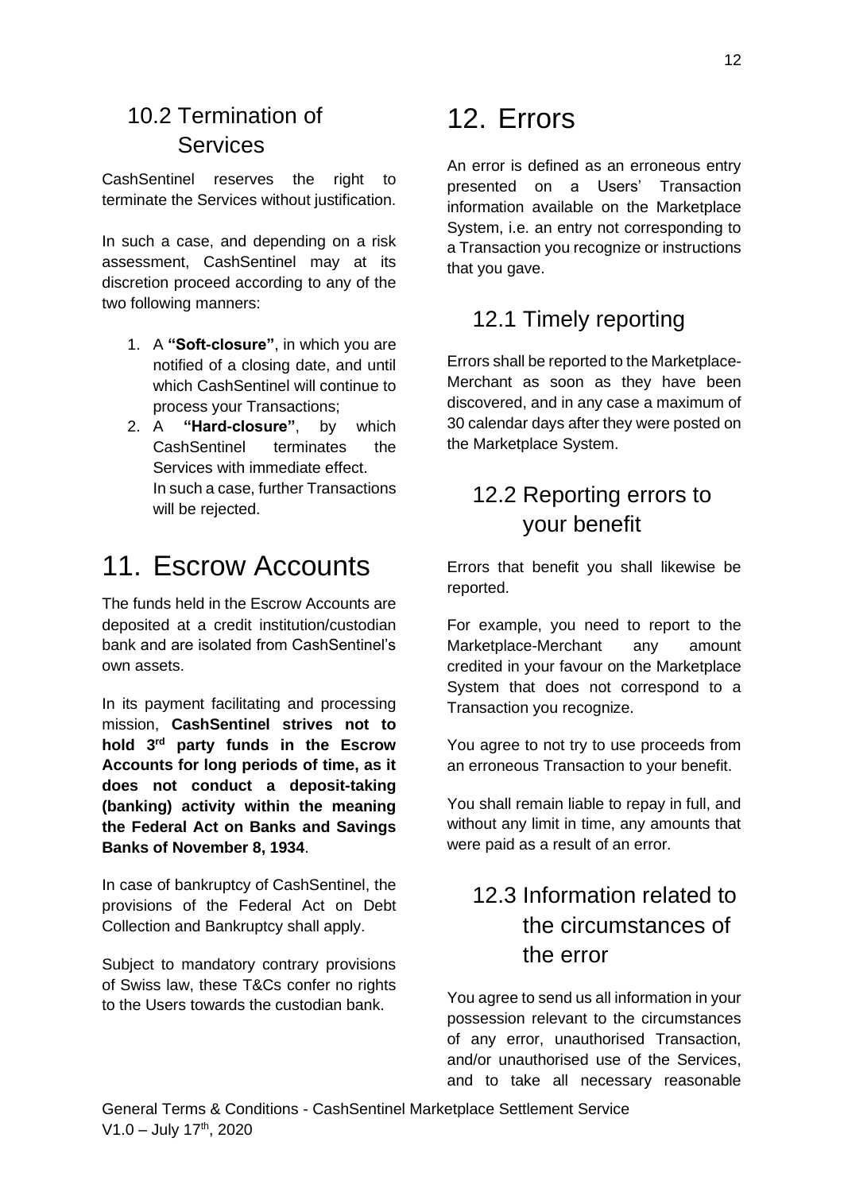## 10.2 Termination of Services

CashSentinel reserves the right to terminate the Services without justification.

In such a case, and depending on a risk assessment, CashSentinel may at its discretion proceed according to any of the two following manners:

1. A **"Soft-closure"**, in which you are notified of a closing date, and until which CashSentinel will continue to process your Transactions;
2. A **"Hard-closure"**, by which CashSentinel terminates the Services with immediate effect.
   In such a case, further Transactions will be rejected.

# 11. Escrow Accounts

The funds held in the Escrow Accounts are deposited at a credit institution/custodian bank and are isolated from CashSentinel's own assets.

In its payment facilitating and processing mission, **CashSentinel strives not to hold 3rd party funds in the Escrow Accounts for long periods of time, as it does not conduct a deposit-taking (banking) activity within the meaning the Federal Act on Banks and Savings Banks of November 8, 1934**.

In case of bankruptcy of CashSentinel, the provisions of the Federal Act on Debt Collection and Bankruptcy shall apply.

Subject to mandatory contrary provisions of Swiss law, these T&Cs confer no rights to the Users towards the custodian bank.

# 12. Errors

An error is defined as an erroneous entry presented on a Users' Transaction information available on the Marketplace System, i.e. an entry not corresponding to a Transaction you recognize or instructions that you gave.

## 12.1 Timely reporting

Errors shall be reported to the Marketplace-Merchant as soon as they have been discovered, and in any case a maximum of 30 calendar days after they were posted on the Marketplace System.

## 12.2 Reporting errors to your benefit

Errors that benefit you shall likewise be reported.

For example, you need to report to the Marketplace-Merchant any amount credited in your favour on the Marketplace System that does not correspond to a Transaction you recognize.

You agree to not try to use proceeds from an erroneous Transaction to your benefit.

You shall remain liable to repay in full, and without any limit in time, any amounts that were paid as a result of an error.

## 12.3 Information related to the circumstances of the error

You agree to send us all information in your possession relevant to the circumstances of any error, unauthorised Transaction, and/or unauthorised use of the Services, and to take all necessary reasonable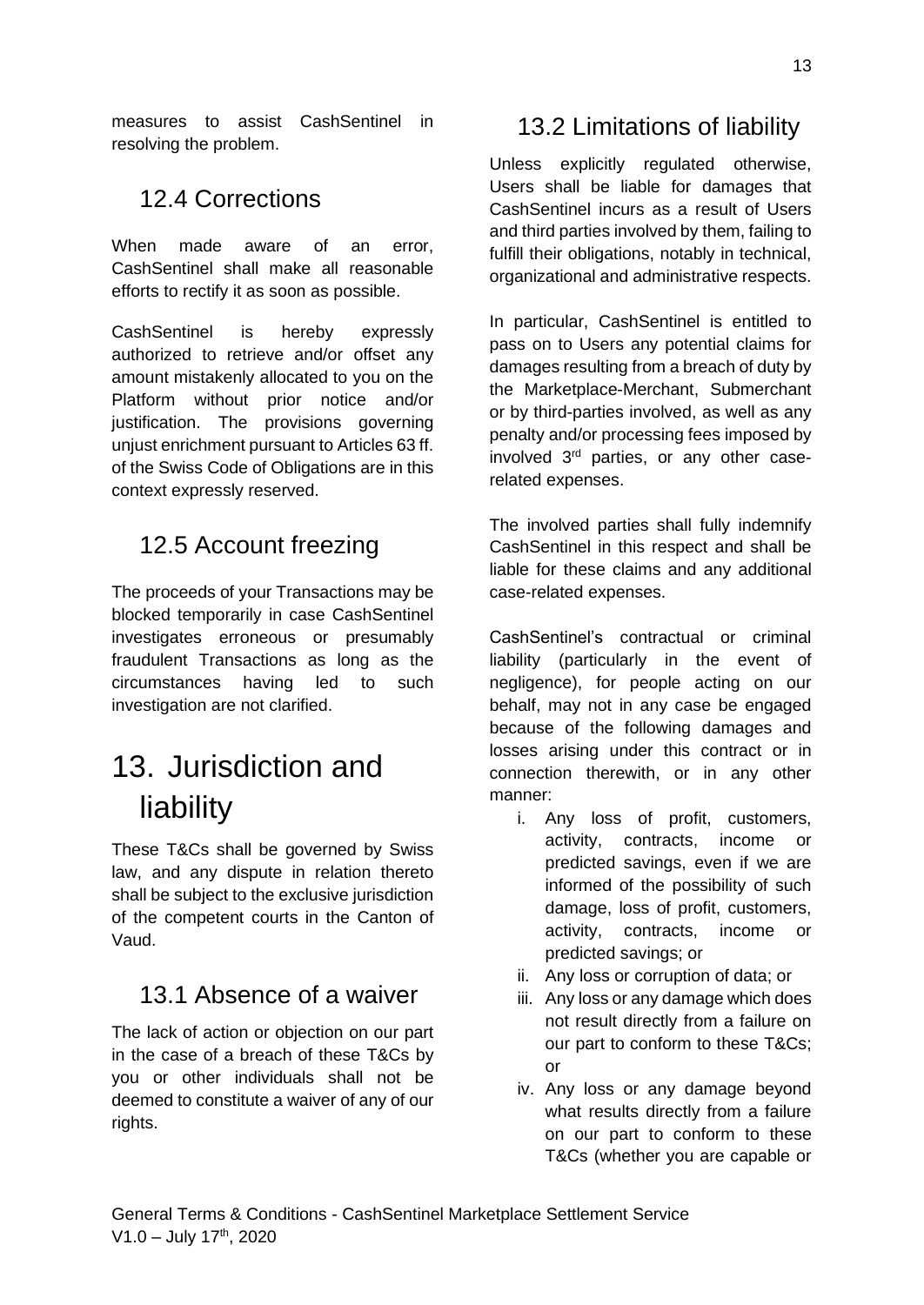measures to assist CashSentinel in resolving the problem.

## 12.4 Corrections

When made aware of an error, CashSentinel shall make all reasonable efforts to rectify it as soon as possible.

CashSentinel is hereby expressly authorized to retrieve and/or offset any amount mistakenly allocated to you on the Platform without prior notice and/or justification. The provisions governing unjust enrichment pursuant to Articles 63 ff. of the Swiss Code of Obligations are in this context expressly reserved.

## 12.5 Account freezing

The proceeds of your Transactions may be blocked temporarily in case CashSentinel investigates erroneous or presumably fraudulent Transactions as long as the circumstances having led to such investigation are not clarified.

# 13. Jurisdiction and liability

These T&Cs shall be governed by Swiss law, and any dispute in relation thereto shall be subject to the exclusive jurisdiction of the competent courts in the Canton of Vaud.

## 13.1 Absence of a waiver

The lack of action or objection on our part in the case of a breach of these T&Cs by you or other individuals shall not be deemed to constitute a waiver of any of our rights.

## 13.2 Limitations of liability

Unless explicitly regulated otherwise, Users shall be liable for damages that CashSentinel incurs as a result of Users and third parties involved by them, failing to fulfill their obligations, notably in technical, organizational and administrative respects.

In particular, CashSentinel is entitled to pass on to Users any potential claims for damages resulting from a breach of duty by the Marketplace-Merchant, Submerchant or by third-parties involved, as well as any penalty and/or processing fees imposed by involved 3rd parties, or any other case-related expenses.

The involved parties shall fully indemnify CashSentinel in this respect and shall be liable for these claims and any additional case-related expenses.

CashSentinel's contractual or criminal liability (particularly in the event of negligence), for people acting on our behalf, may not in any case be engaged because of the following damages and losses arising under this contract or in connection therewith, or in any other manner:

i. Any loss of profit, customers, activity, contracts, income or predicted savings, even if we are informed of the possibility of such damage, loss of profit, customers, activity, contracts, income or predicted savings; or
ii. Any loss or corruption of data; or
iii. Any loss or any damage which does not result directly from a failure on our part to conform to these T&Cs; or
iv. Any loss or any damage beyond what results directly from a failure on our part to conform to these T&Cs (whether you are capable or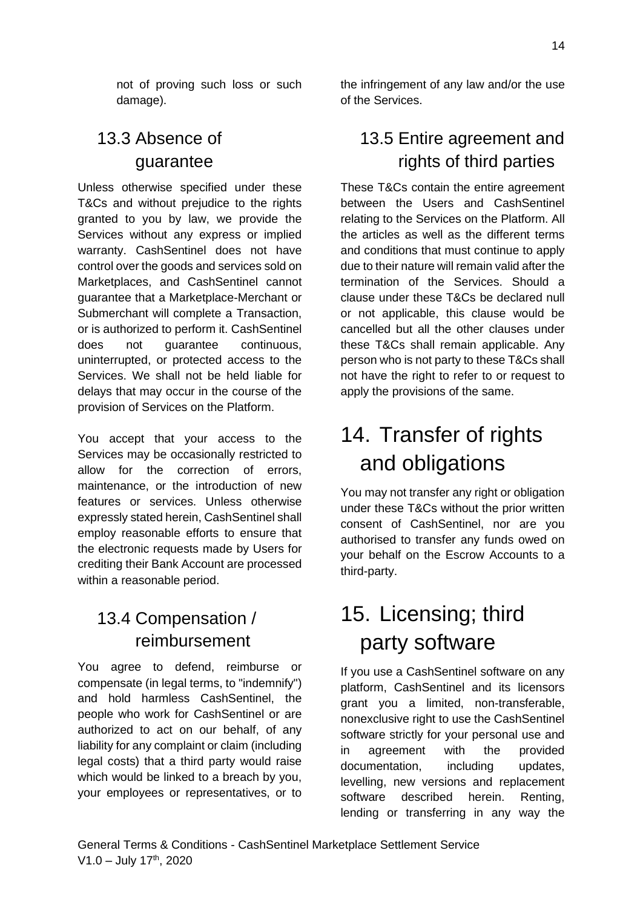not of proving such loss or such damage).

### 13.3 Absence of guarantee

Unless otherwise specified under these T&Cs and without prejudice to the rights granted to you by law, we provide the Services without any express or implied warranty. CashSentinel does not have control over the goods and services sold on Marketplaces, and CashSentinel cannot guarantee that a Marketplace-Merchant or Submerchant will complete a Transaction, or is authorized to perform it. CashSentinel does not guarantee continuous, uninterrupted, or protected access to the Services. We shall not be held liable for delays that may occur in the course of the provision of Services on the Platform.

You accept that your access to the Services may be occasionally restricted to allow for the correction of errors, maintenance, or the introduction of new features or services. Unless otherwise expressly stated herein, CashSentinel shall employ reasonable efforts to ensure that the electronic requests made by Users for crediting their Bank Account are processed within a reasonable period.

### 13.4 Compensation / reimbursement

You agree to defend, reimburse or compensate (in legal terms, to "indemnify") and hold harmless CashSentinel, the people who work for CashSentinel or are authorized to act on our behalf, of any liability for any complaint or claim (including legal costs) that a third party would raise which would be linked to a breach by you, your employees or representatives, or to the infringement of any law and/or the use of the Services.

### 13.5 Entire agreement and rights of third parties

These T&Cs contain the entire agreement between the Users and CashSentinel relating to the Services on the Platform. All the articles as well as the different terms and conditions that must continue to apply due to their nature will remain valid after the termination of the Services. Should a clause under these T&Cs be declared null or not applicable, this clause would be cancelled but all the other clauses under these T&Cs shall remain applicable. Any person who is not party to these T&Cs shall not have the right to refer to or request to apply the provisions of the same.

## 14. Transfer of rights and obligations

You may not transfer any right or obligation under these T&Cs without the prior written consent of CashSentinel, nor are you authorised to transfer any funds owed on your behalf on the Escrow Accounts to a third-party.

## 15. Licensing; third party software

If you use a CashSentinel software on any platform, CashSentinel and its licensors grant you a limited, non-transferable, nonexclusive right to use the CashSentinel software strictly for your personal use and in agreement with the provided documentation, including updates, levelling, new versions and replacement software described herein. Renting, lending or transferring in any way the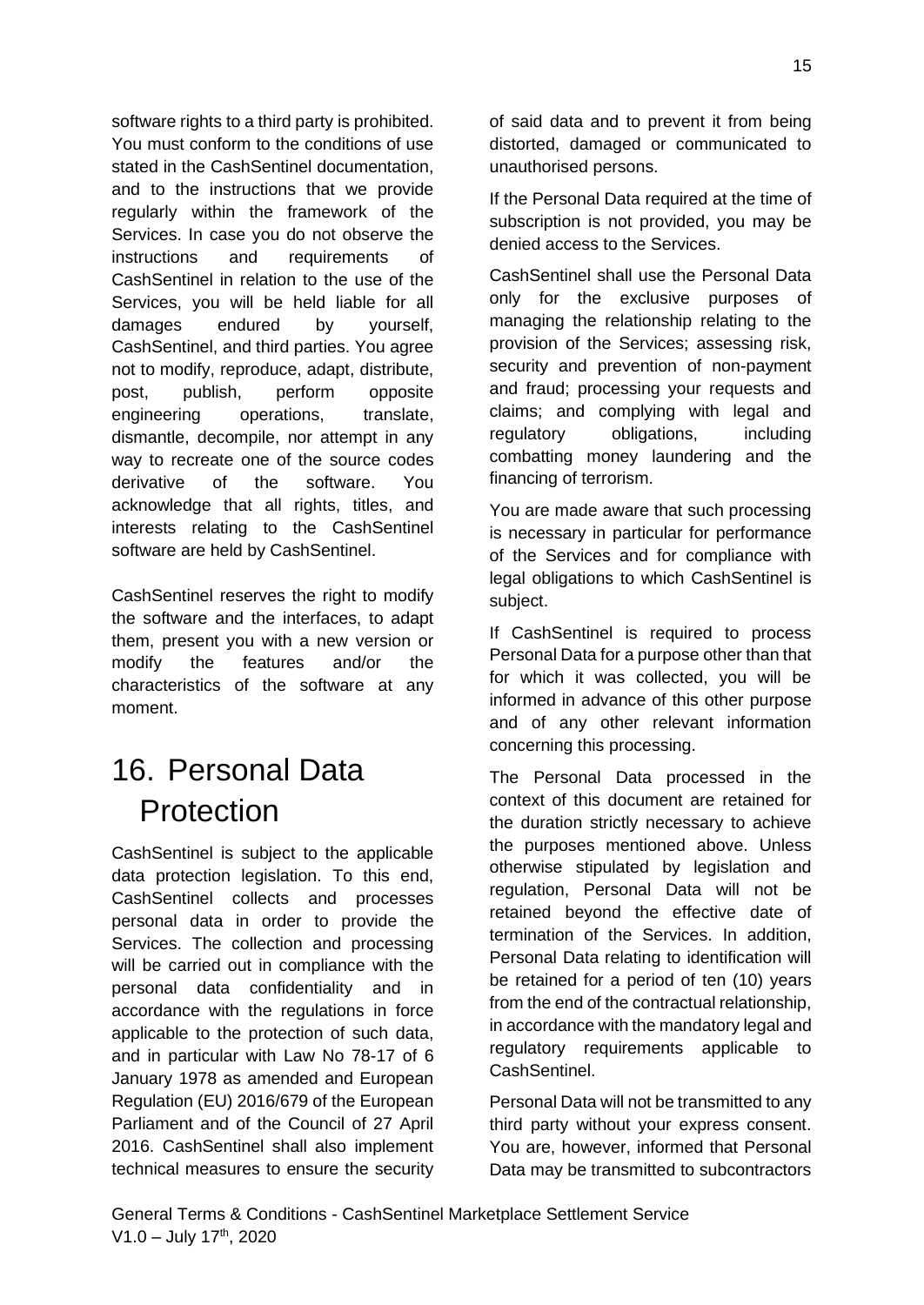software rights to a third party is prohibited. You must conform to the conditions of use stated in the CashSentinel documentation, and to the instructions that we provide regularly within the framework of the Services. In case you do not observe the instructions and requirements of CashSentinel in relation to the use of the Services, you will be held liable for all damages endured by yourself, CashSentinel, and third parties. You agree not to modify, reproduce, adapt, distribute, post, publish, perform opposite engineering operations, translate, dismantle, decompile, nor attempt in any way to recreate one of the source codes derivative of the software. You acknowledge that all rights, titles, and interests relating to the CashSentinel software are held by CashSentinel.

CashSentinel reserves the right to modify the software and the interfaces, to adapt them, present you with a new version or modify the features and/or the characteristics of the software at any moment.

# 16. Personal Data Protection

CashSentinel is subject to the applicable data protection legislation. To this end, CashSentinel collects and processes personal data in order to provide the Services. The collection and processing will be carried out in compliance with the personal data confidentiality and in accordance with the regulations in force applicable to the protection of such data, and in particular with Law No 78-17 of 6 January 1978 as amended and European Regulation (EU) 2016/679 of the European Parliament and of the Council of 27 April 2016. CashSentinel shall also implement technical measures to ensure the security of said data and to prevent it from being distorted, damaged or communicated to unauthorised persons.

If the Personal Data required at the time of subscription is not provided, you may be denied access to the Services.

CashSentinel shall use the Personal Data only for the exclusive purposes of managing the relationship relating to the provision of the Services; assessing risk, security and prevention of non-payment and fraud; processing your requests and claims; and complying with legal and regulatory obligations, including combatting money laundering and the financing of terrorism.

You are made aware that such processing is necessary in particular for performance of the Services and for compliance with legal obligations to which CashSentinel is subject.

If CashSentinel is required to process Personal Data for a purpose other than that for which it was collected, you will be informed in advance of this other purpose and of any other relevant information concerning this processing.

The Personal Data processed in the context of this document are retained for the duration strictly necessary to achieve the purposes mentioned above. Unless otherwise stipulated by legislation and regulation, Personal Data will not be retained beyond the effective date of termination of the Services. In addition, Personal Data relating to identification will be retained for a period of ten (10) years from the end of the contractual relationship, in accordance with the mandatory legal and regulatory requirements applicable to CashSentinel.

Personal Data will not be transmitted to any third party without your express consent. You are, however, informed that Personal Data may be transmitted to subcontractors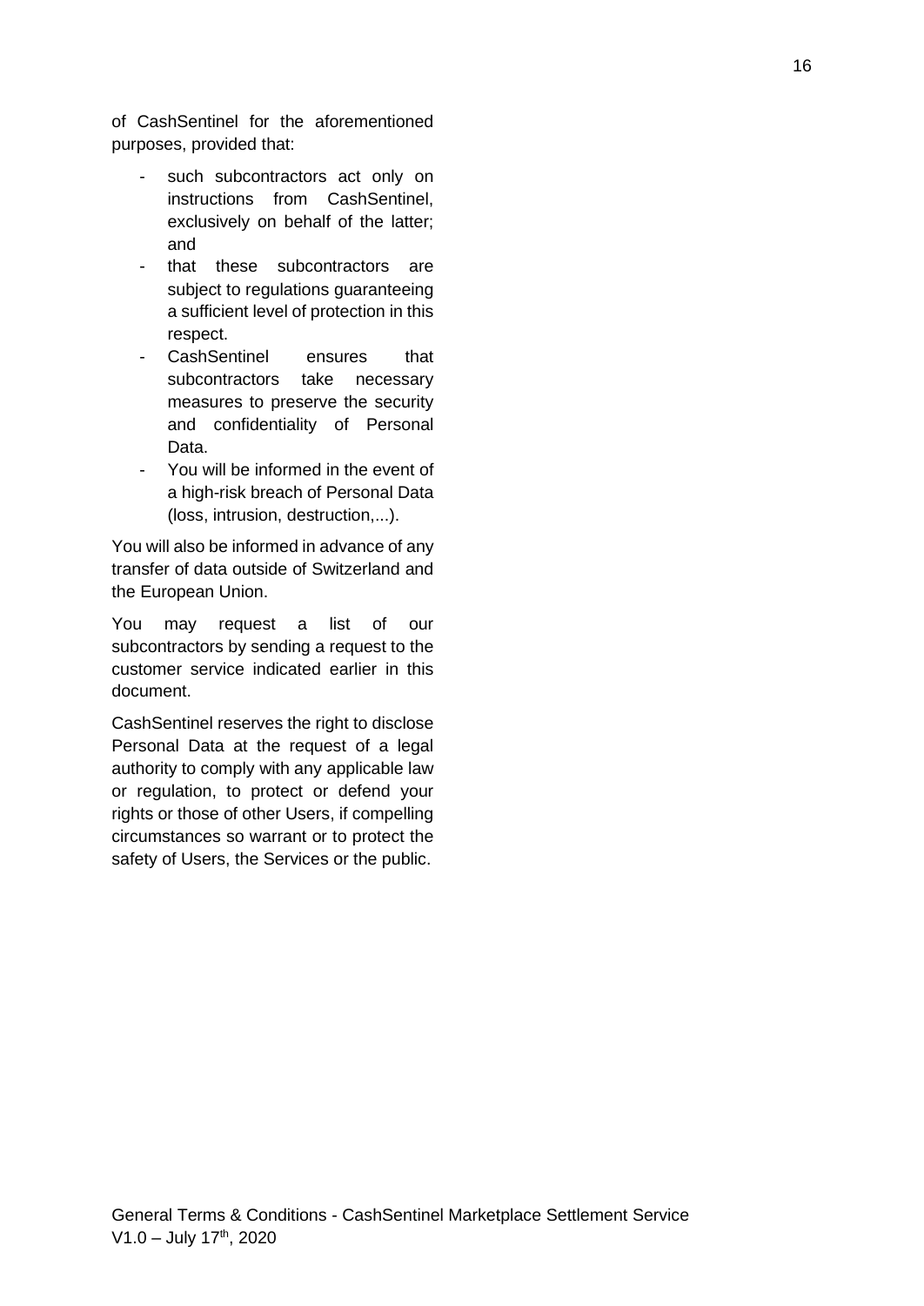of CashSentinel for the aforementioned purposes, provided that:

- such subcontractors act only on instructions from CashSentinel, exclusively on behalf of the latter; and
- that these subcontractors are subject to regulations guaranteeing a sufficient level of protection in this respect.
- CashSentinel ensures that subcontractors take necessary measures to preserve the security and confidentiality of Personal Data.
- You will be informed in the event of a high-risk breach of Personal Data (loss, intrusion, destruction,...).

You will also be informed in advance of any transfer of data outside of Switzerland and the European Union.

You may request a list of our subcontractors by sending a request to the customer service indicated earlier in this document.

CashSentinel reserves the right to disclose Personal Data at the request of a legal authority to comply with any applicable law or regulation, to protect or defend your rights or those of other Users, if compelling circumstances so warrant or to protect the safety of Users, the Services or the public.